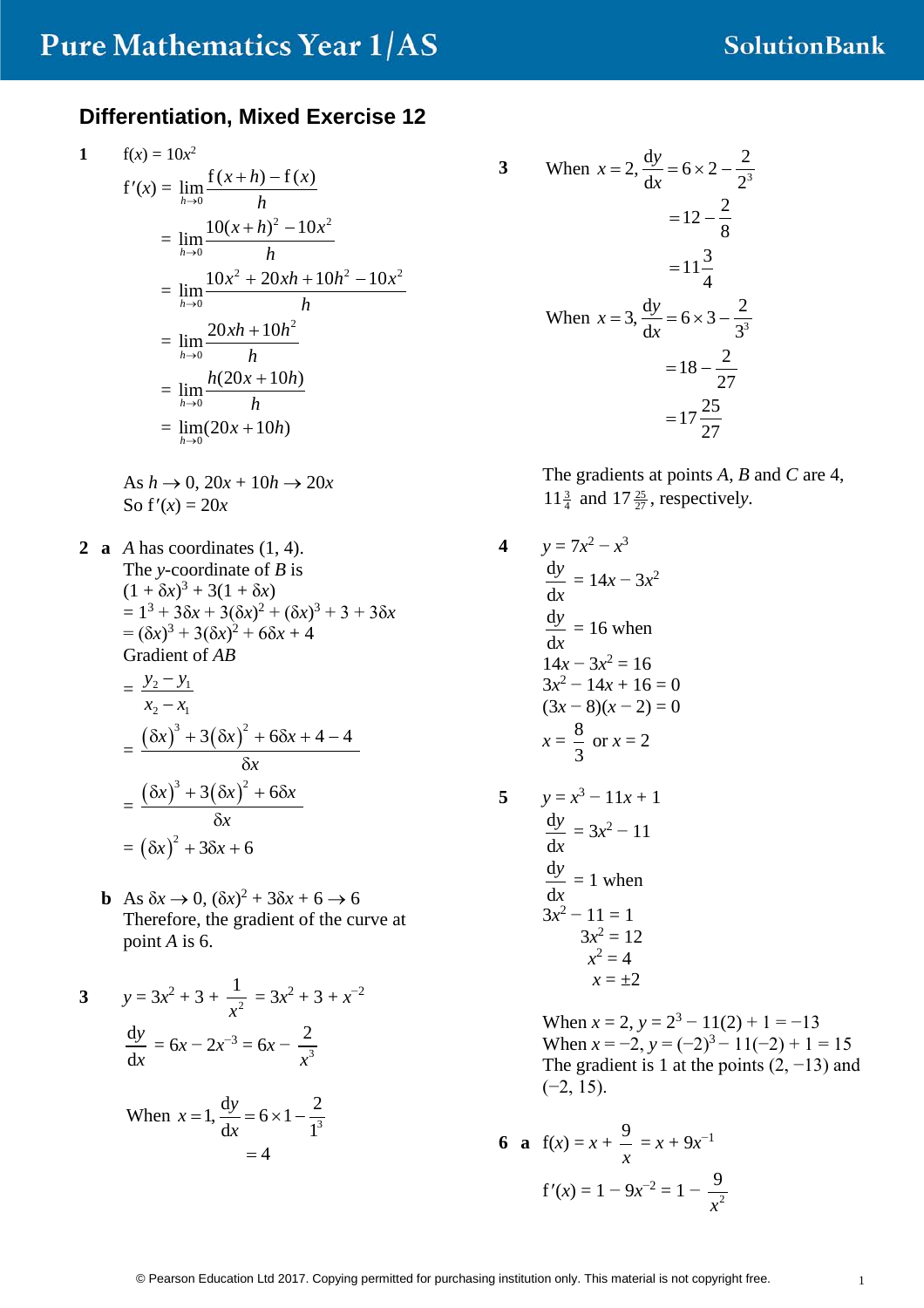## Differentiation, Mixed Exercise 12

**1** $f(x) = 10x^2$

$$f'(x) = \lim_{h\to 0} \frac{f(x+h) - f(x)}{h}$$
$$= \lim_{h\to 0} \frac{10(x+h)^2 - 10x^2}{h}$$
$$= \lim_{h\to 0} \frac{10x^2 + 20xh + 10h^2 - 10x^2}{h}$$
$$= \lim_{h\to 0} \frac{20xh + 10h^2}{h}$$
$$= \lim_{h\to 0} \frac{h(20x + 10h)}{h}$$
$$= \lim_{h\to 0} (20x + 10h)$$

As $h \to 0$, $20x + 10h \to 20x$
So $f'(x) = 20x$

**2 a** $A$ has coordinates (1, 4).
The $y$-coordinate of $B$ is
$(1 + \delta x)^3 + 3(1 + \delta x)$
$= 1^3 + 3\delta x + 3(\delta x)^2 + (\delta x)^3 + 3 + 3\delta x$
$= (\delta x)^3 + 3(\delta x)^2 + 6\delta x + 4$
Gradient of $AB$

$$= \frac{y_2 - y_1}{x_2 - x_1}$$
$$= \frac{(\delta x)^3 + 3(\delta x)^2 + 6\delta x + 4 - 4}{\delta x}$$
$$= \frac{(\delta x)^3 + 3(\delta x)^2 + 6\delta x}{\delta x}$$
$$= (\delta x)^2 + 3\delta x + 6$$

**b** As $\delta x \to 0$, $(\delta x)^2 + 3\delta x + 6 \to 6$
Therefore, the gradient of the curve at point $A$ is 6.

**3** $y = 3x^2 + 3 + \frac{1}{x^2} = 3x^2 + 3 + x^{-2}$

$$\frac{dy}{dx} = 6x - 2x^{-3} = 6x - \frac{2}{x^3}$$

When $x = 1$, $\frac{dy}{dx} = 6 \times 1 - \frac{2}{1^3}$
$= 4$

When $x = 2$, $\frac{dy}{dx} = 6 \times 2 - \frac{2}{2^3}$
$= 12 - \frac{2}{8}$
$= 11\frac{3}{4}$

When $x = 3$, $\frac{dy}{dx} = 6 \times 3 - \frac{2}{3^3}$
$= 18 - \frac{2}{27}$
$= 17\frac{25}{27}$

The gradients at points $A$, $B$ and $C$ are 4, $11\frac{3}{4}$ and $17\frac{25}{27}$, respectively.

**4** $y = 7x^2 - x^3$

$\frac{dy}{dx} = 14x - 3x^2$

$\frac{dy}{dx} = 16$ when

$14x - 3x^2 = 16$
$3x^2 - 14x + 16 = 0$
$(3x - 8)(x - 2) = 0$
$x = \frac{8}{3}$ or $x = 2$

**5** $y = x^3 - 11x + 1$

$\frac{dy}{dx} = 3x^2 - 11$

$\frac{dy}{dx} = 1$ when

$3x^2 - 11 = 1$
$3x^2 = 12$
$x^2 = 4$
$x = \pm 2$

When $x = 2$, $y = 2^3 - 11(2) + 1 = -13$
When $x = -2$, $y = (-2)^3 - 11(-2) + 1 = 15$
The gradient is 1 at the points $(2, -13)$ and $(-2, 15)$.

**6 a** $f(x) = x + \frac{9}{x} = x + 9x^{-1}$

$f'(x) = 1 - 9x^{-2} = 1 - \frac{9}{x^2}$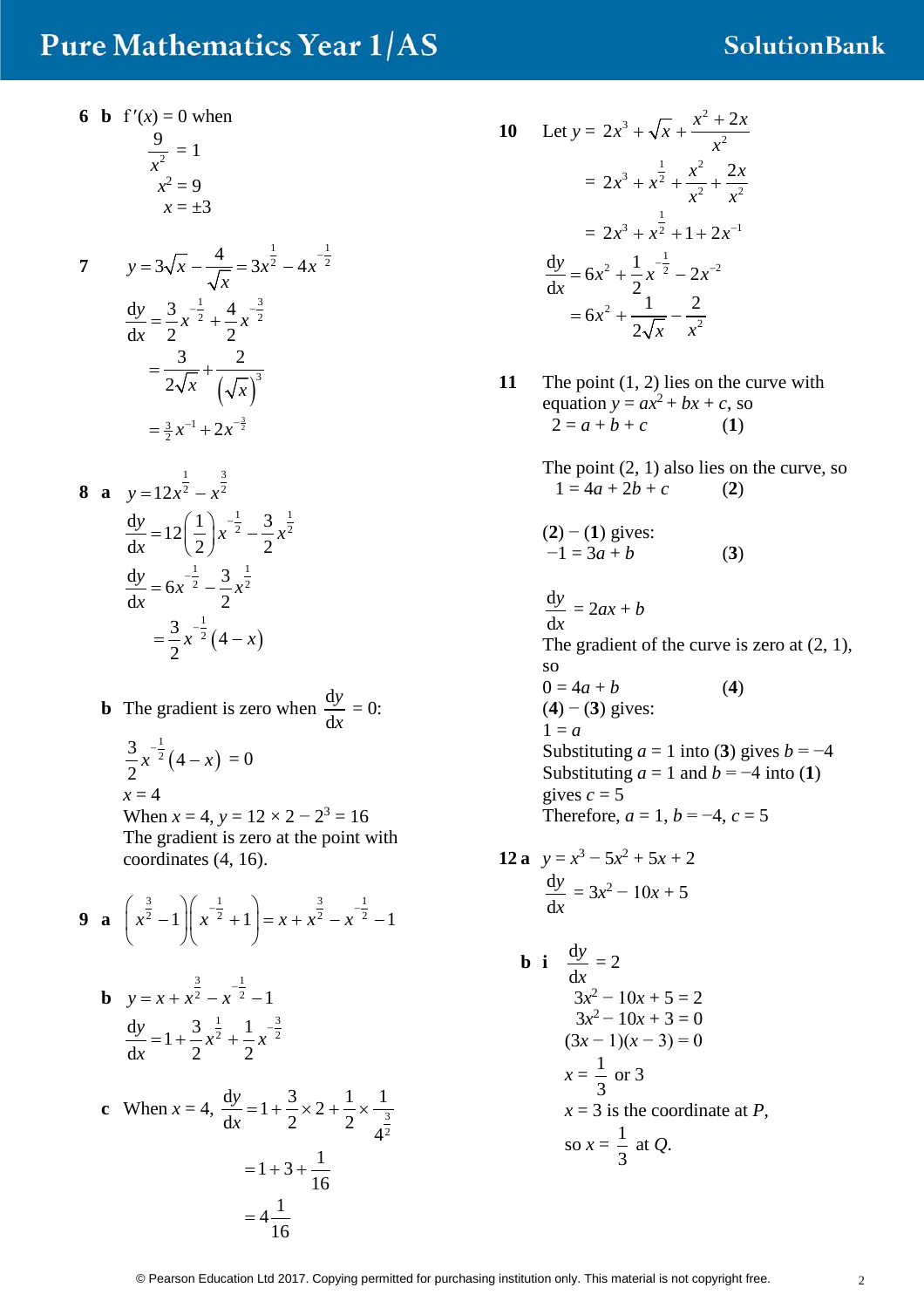**6 b** $f'(x) = 0$ when

$$\frac{9}{x^2} = 1$$
$$x^2 = 9$$
$$x = \pm 3$$

**7**

$$y = 3\sqrt{x} - \frac{4}{\sqrt{x}} = 3x^{\frac{1}{2}} - 4x^{-\frac{1}{2}}$$

$$\frac{dy}{dx} = \frac{3}{2}x^{-\frac{1}{2}} + \frac{4}{2}x^{-\frac{3}{2}}$$

$$= \frac{3}{2\sqrt{x}} + \frac{2}{\left(\sqrt{x}\right)^3}$$

$$= \tfrac{3}{2}x^{-1} + 2x^{-\frac{3}{2}}$$

**8 a**

$$y = 12x^{\frac{1}{2}} - x^{\frac{3}{2}}$$

$$\frac{dy}{dx} = 12\left(\frac{1}{2}\right)x^{-\frac{1}{2}} - \frac{3}{2}x^{\frac{1}{2}}$$

$$\frac{dy}{dx} = 6x^{-\frac{1}{2}} - \frac{3}{2}x^{\frac{1}{2}}$$

$$= \frac{3}{2}x^{-\frac{1}{2}}(4 - x)$$

**b** The gradient is zero when $\frac{dy}{dx} = 0$:

$$\frac{3}{2}x^{-\frac{1}{2}}(4 - x) = 0$$

$x = 4$

When $x = 4$, $y = 12 \times 2 - 2^3 = 16$

The gradient is zero at the point with coordinates (4, 16).

**9 a**

$$\left(x^{\frac{3}{2}} - 1\right)\left(x^{-\frac{1}{2}} + 1\right) = x + x^{\frac{3}{2}} - x^{-\frac{1}{2}} - 1$$

**b**

$$y = x + x^{\frac{3}{2}} - x^{-\frac{1}{2}} - 1$$

$$\frac{dy}{dx} = 1 + \frac{3}{2}x^{\frac{1}{2}} + \frac{1}{2}x^{-\frac{3}{2}}$$

**c** When $x = 4$, $\frac{dy}{dx} = 1 + \frac{3}{2} \times 2 + \frac{1}{2} \times \frac{1}{4^{\frac{3}{2}}}$

$$= 1 + 3 + \frac{1}{16}$$

$$= 4\frac{1}{16}$$

**10** Let $y = 2x^3 + \sqrt{x} + \frac{x^2 + 2x}{x^2}$

$$= 2x^3 + x^{\frac{1}{2}} + \frac{x^2}{x^2} + \frac{2x}{x^2}$$

$$= 2x^3 + x^{\frac{1}{2}} + 1 + 2x^{-1}$$

$$\frac{dy}{dx} = 6x^2 + \frac{1}{2}x^{-\frac{1}{2}} - 2x^{-2}$$

$$= 6x^2 + \frac{1}{2\sqrt{x}} - \frac{2}{x^2}$$

**11** The point (1, 2) lies on the curve with equation $y = ax^2 + bx + c$, so

$2 = a + b + c$ **(1)**

The point (2, 1) also lies on the curve, so

$1 = 4a + 2b + c$ **(2)**

**(2)** − **(1)** gives:

$-1 = 3a + b$ **(3)**

$$\frac{dy}{dx} = 2ax + b$$

The gradient of the curve is zero at (2, 1), so

$0 = 4a + b$ **(4)**

**(4)** − **(3)** gives:

$1 = a$

Substituting $a = 1$ into **(3)** gives $b = -4$

Substituting $a = 1$ and $b = -4$ into **(1)** gives $c = 5$

Therefore, $a = 1$, $b = -4$, $c = 5$

**12 a** $y = x^3 - 5x^2 + 5x + 2$

$$\frac{dy}{dx} = 3x^2 - 10x + 5$$

**b i** $\frac{dy}{dx} = 2$

$$3x^2 - 10x + 5 = 2$$
$$3x^2 - 10x + 3 = 0$$
$$(3x - 1)(x - 3) = 0$$
$$x = \frac{1}{3} \text{ or } 3$$

$x = 3$ is the coordinate at $P$,

so $x = \frac{1}{3}$ at $Q$.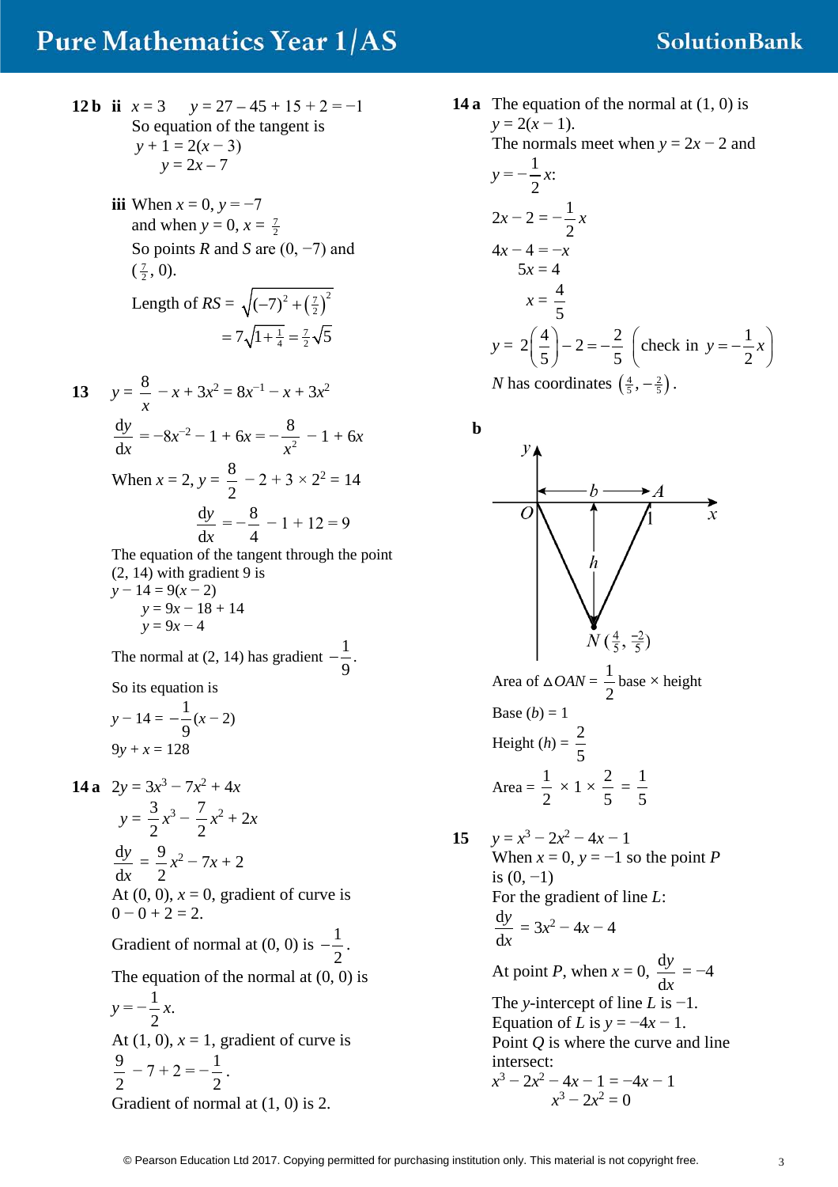**12 b ii** $x = 3 \quad y = 27 - 45 + 15 + 2 = -1$

So equation of the tangent is

$y + 1 = 2(x - 3)$

$y = 2x - 7$

**iii** When $x = 0$, $y = -7$

and when $y = 0$, $x = \frac{7}{2}$

So points $R$ and $S$ are $(0, -7)$ and $(\frac{7}{2}, 0)$.

Length of $RS = \sqrt{(-7)^2 + \left(\frac{7}{2}\right)^2}$

$= 7\sqrt{1 + \frac{1}{4}} = \frac{7}{2}\sqrt{5}$

**13** $y = \dfrac{8}{x} - x + 3x^2 = 8x^{-1} - x + 3x^2$

$\dfrac{dy}{dx} = -8x^{-2} - 1 + 6x = -\dfrac{8}{x^2} - 1 + 6x$

When $x = 2$, $y = \dfrac{8}{2} - 2 + 3 \times 2^2 = 14$

$\dfrac{dy}{dx} = -\dfrac{8}{4} - 1 + 12 = 9$

The equation of the tangent through the point $(2, 14)$ with gradient 9 is

$y - 14 = 9(x - 2)$

$y = 9x - 18 + 14$

$y = 9x - 4$

The normal at $(2, 14)$ has gradient $-\dfrac{1}{9}$.

So its equation is

$y - 14 = -\dfrac{1}{9}(x - 2)$

$9y + x = 128$

**14 a** $2y = 3x^3 - 7x^2 + 4x$

$y = \dfrac{3}{2}x^3 - \dfrac{7}{2}x^2 + 2x$

$\dfrac{dy}{dx} = \dfrac{9}{2}x^2 - 7x + 2$

At $(0, 0)$, $x = 0$, gradient of curve is $0 - 0 + 2 = 2$.

Gradient of normal at $(0, 0)$ is $-\dfrac{1}{2}$.

The equation of the normal at $(0, 0)$ is

$y = -\dfrac{1}{2}x$.

At $(1, 0)$, $x = 1$, gradient of curve is

$\dfrac{9}{2} - 7 + 2 = -\dfrac{1}{2}$.

Gradient of normal at $(1, 0)$ is 2.

**14 a** The equation of the normal at $(1, 0)$ is $y = 2(x - 1)$.

The normals meet when $y = 2x - 2$ and $y = -\dfrac{1}{2}x$:

$2x - 2 = -\dfrac{1}{2}x$

$4x - 4 = -x$

$5x = 4$

$x = \dfrac{4}{5}$

$y = 2\left(\dfrac{4}{5}\right) - 2 = -\dfrac{2}{5}$ $\left(\text{check in } y = -\dfrac{1}{2}x\right)$

$N$ has coordinates $\left(\frac{4}{5}, -\frac{2}{5}\right)$.

**b**

Area of $\triangle OAN = \dfrac{1}{2}$ base × height

Base ($b$) = 1

Height ($h$) = $\dfrac{2}{5}$

Area $= \dfrac{1}{2} \times 1 \times \dfrac{2}{5} = \dfrac{1}{5}$

**15** $y = x^3 - 2x^2 - 4x - 1$

When $x = 0$, $y = -1$ so the point $P$ is $(0, -1)$

For the gradient of line $L$:

$\dfrac{dy}{dx} = 3x^2 - 4x - 4$

At point $P$, when $x = 0$, $\dfrac{dy}{dx} = -4$

The $y$-intercept of line $L$ is $-1$.

Equation of $L$ is $y = -4x - 1$.

Point $Q$ is where the curve and line intersect:

$x^3 - 2x^2 - 4x - 1 = -4x - 1$

$x^3 - 2x^2 = 0$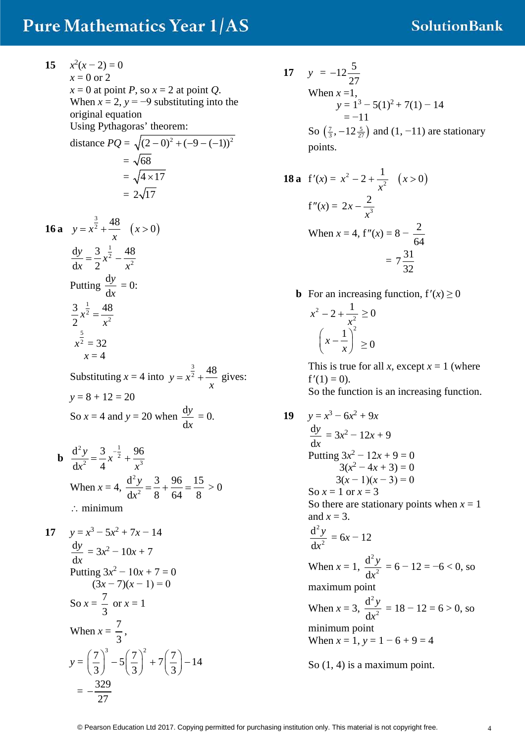**15** $x^2(x-2) = 0$

$x = 0$ or $2$

$x = 0$ at point $P$, so $x = 2$ at point $Q$.

When $x = 2$, $y = -9$ substituting into the original equation

Using Pythagoras' theorem:

$$\text{distance } PQ = \sqrt{(2-0)^2 + (-9-(-1))^2}$$
$$= \sqrt{68}$$
$$= \sqrt{4 \times 17}$$
$$= 2\sqrt{17}$$

**16 a** $y = x^{\frac{3}{2}} + \dfrac{48}{x} \quad (x > 0)$

$$\frac{dy}{dx} = \frac{3}{2}x^{\frac{1}{2}} - \frac{48}{x^2}$$

Putting $\dfrac{dy}{dx} = 0$:

$$\frac{3}{2}x^{\frac{1}{2}} = \frac{48}{x^2}$$
$$x^{\frac{5}{2}} = 32$$
$$x = 4$$

Substituting $x = 4$ into $y = x^{\frac{3}{2}} + \dfrac{48}{x}$ gives:

$y = 8 + 12 = 20$

So $x = 4$ and $y = 20$ when $\dfrac{dy}{dx} = 0$.

**b** $\dfrac{d^2y}{dx^2} = \dfrac{3}{4}x^{-\frac{1}{2}} + \dfrac{96}{x^3}$

When $x = 4$, $\dfrac{d^2y}{dx^2} = \dfrac{3}{8} + \dfrac{96}{64} = \dfrac{15}{8} > 0$

$\therefore$ minimum

**17** $y = x^3 - 5x^2 + 7x - 14$

$$\frac{dy}{dx} = 3x^2 - 10x + 7$$

Putting $3x^2 - 10x + 7 = 0$

$(3x - 7)(x - 1) = 0$

So $x = \dfrac{7}{3}$ or $x = 1$

When $x = \dfrac{7}{3}$,

$$y = \left(\frac{7}{3}\right)^3 - 5\left(\frac{7}{3}\right)^2 + 7\left(\frac{7}{3}\right) - 14$$
$$= -\frac{329}{27}$$
$$y = -12\frac{5}{27}$$

When $x = 1$,

$$y = 1^3 - 5(1)^2 + 7(1) - 14$$
$$= -11$$

So $\left(\frac{7}{3}, -12\frac{5}{27}\right)$ and $(1, -11)$ are stationary points.

**18 a** $f'(x) = x^2 - 2 + \dfrac{1}{x^2} \quad (x > 0)$

$$f''(x) = 2x - \frac{2}{x^3}$$

When $x = 4$, $f''(x) = 8 - \dfrac{2}{64}$

$$= 7\frac{31}{32}$$

**b** For an increasing function, $f'(x) \geq 0$

$$x^2 - 2 + \frac{1}{x^2} \geq 0$$
$$\left(x - \frac{1}{x}\right)^2 \geq 0$$

This is true for all $x$, except $x = 1$ (where $f'(1) = 0$).

So the function is an increasing function.

**19** $y = x^3 - 6x^2 + 9x$

$$\frac{dy}{dx} = 3x^2 - 12x + 9$$

Putting $3x^2 - 12x + 9 = 0$

$3(x^2 - 4x + 3) = 0$

$3(x - 1)(x - 3) = 0$

So $x = 1$ or $x = 3$

So there are stationary points when $x = 1$ and $x = 3$.

$$\frac{d^2y}{dx^2} = 6x - 12$$

When $x = 1$, $\dfrac{d^2y}{dx^2} = 6 - 12 = -6 < 0$, so maximum point

When $x = 3$, $\dfrac{d^2y}{dx^2} = 18 - 12 = 6 > 0$, so minimum point

When $x = 1$, $y = 1 - 6 + 9 = 4$

So $(1, 4)$ is a maximum point.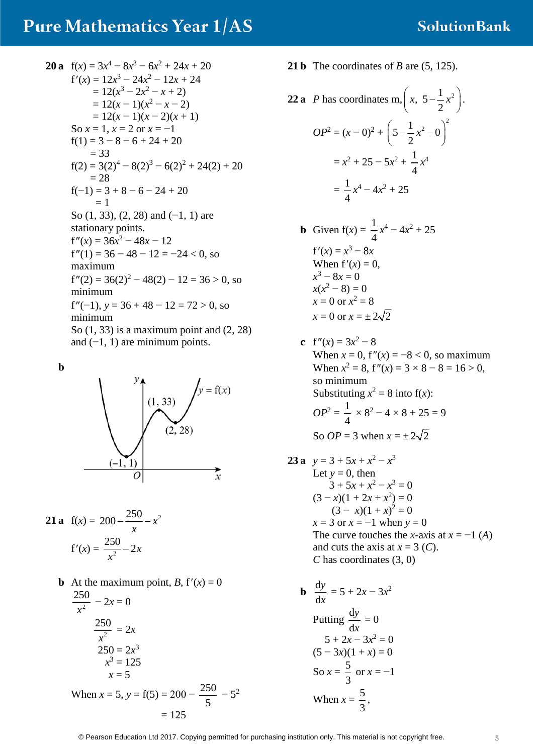**20 a** $f(x) = 3x^4 - 8x^3 - 6x^2 + 24x + 20$

$f'(x) = 12x^3 - 24x^2 - 12x + 24$
$= 12(x^3 - 2x^2 - x + 2)$
$= 12(x - 1)(x^2 - x - 2)$
$= 12(x - 1)(x - 2)(x + 1)$

So $x = 1$, $x = 2$ or $x = -1$

$f(1) = 3 - 8 - 6 + 24 + 20$
$= 33$

$f(2) = 3(2)^4 - 8(2)^3 - 6(2)^2 + 24(2) + 20$
$= 28$

$f(-1) = 3 + 8 - 6 - 24 + 20$
$= 1$

So (1, 33), (2, 28) and (−1, 1) are stationary points.

$f''(x) = 36x^2 - 48x - 12$

$f''(1) = 36 - 48 - 12 = -24 < 0$, so maximum

$f''(2) = 36(2)^2 - 48(2) - 12 = 36 > 0$, so minimum

$f''(-1)$, $y = 36 + 48 - 12 = 72 > 0$, so minimum

So (1, 33) is a maximum point and (2, 28) and (−1, 1) are minimum points.

**b**

**21 a** $f(x) = 200 - \frac{250}{x} - x^2$

$f'(x) = \frac{250}{x^2} - 2x$

**b** At the maximum point, $B$, $f'(x) = 0$

$\frac{250}{x^2} - 2x = 0$

$\frac{250}{x^2} = 2x$

$250 = 2x^3$

$x^3 = 125$

$x = 5$

When $x = 5$, $y = f(5) = 200 - \frac{250}{5} - 5^2$
$= 125$

**21 b** The coordinates of $B$ are (5, 125).

**22 a** $P$ has coordinates m, $\left(x,\ 5 - \frac{1}{2}x^2\right)$.

$OP^2 = (x - 0)^2 + \left(5 - \frac{1}{2}x^2 - 0\right)^2$
$= x^2 + 25 - 5x^2 + \frac{1}{4}x^4$
$= \frac{1}{4}x^4 - 4x^2 + 25$

**b** Given $f(x) = \frac{1}{4}x^4 - 4x^2 + 25$

$f'(x) = x^3 - 8x$

When $f'(x) = 0$,

$x^3 - 8x = 0$

$x(x^2 - 8) = 0$

$x = 0$ or $x^2 = 8$

$x = 0$ or $x = \pm 2\sqrt{2}$

**c** $f''(x) = 3x^2 - 8$

When $x = 0$, $f''(x) = -8 < 0$, so maximum

When $x^2 = 8$, $f''(x) = 3 \times 8 - 8 = 16 > 0$, so minimum

Substituting $x^2 = 8$ into $f(x)$:

$OP^2 = \frac{1}{4} \times 8^2 - 4 \times 8 + 25 = 9$

So $OP = 3$ when $x = \pm 2\sqrt{2}$

**23 a** $y = 3 + 5x + x^2 - x^3$

Let $y = 0$, then

$3 + 5x + x^2 - x^3 = 0$

$(3 - x)(1 + 2x + x^2) = 0$

$(3 - x)(1 + x)^2 = 0$

$x = 3$ or $x = -1$ when $y = 0$

The curve touches the $x$-axis at $x = -1$ ($A$) and cuts the axis at $x = 3$ ($C$).

$C$ has coordinates (3, 0)

**b** $\frac{dy}{dx} = 5 + 2x - 3x^2$

Putting $\frac{dy}{dx} = 0$

$5 + 2x - 3x^2 = 0$

$(5 - 3x)(1 + x) = 0$

So $x = \frac{5}{3}$ or $x = -1$

When $x = \frac{5}{3}$,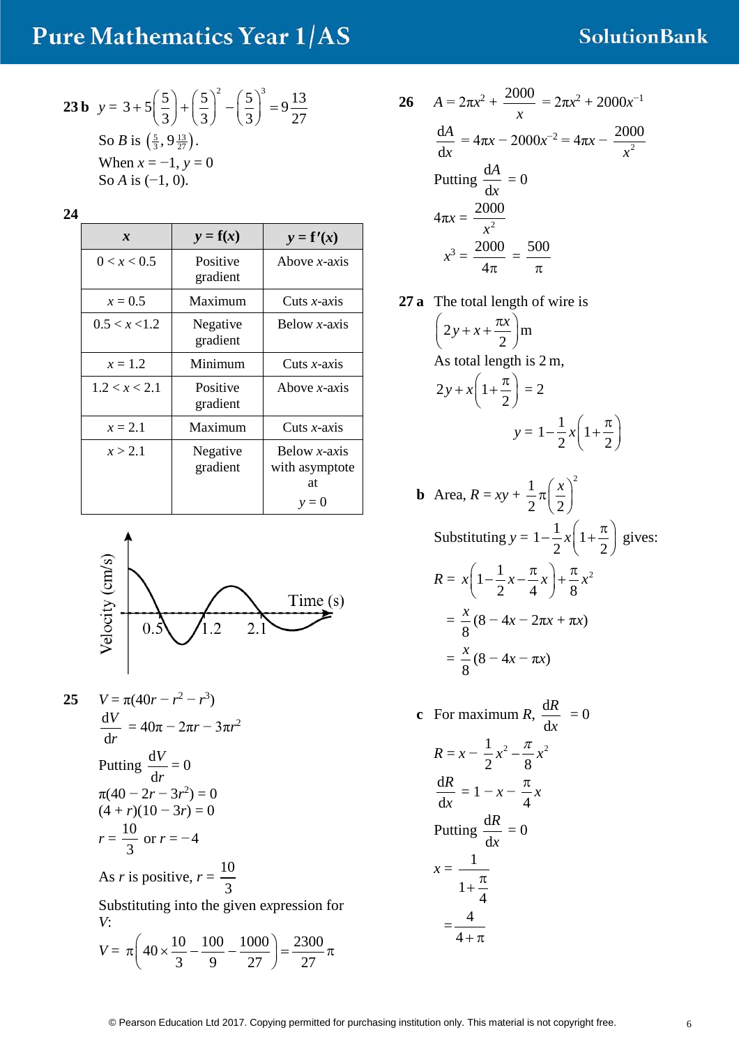**23 b** $y = 3+5\left(\frac{5}{3}\right)+\left(\frac{5}{3}\right)^2-\left(\frac{5}{3}\right)^3 = 9\frac{13}{27}$

So $B$ is $\left(\frac{5}{3}, 9\frac{13}{27}\right)$.

When $x = -1$, $y = 0$

So $A$ is $(-1, 0)$.

**24**

| $x$ | $y = f(x)$ | $y = f'(x)$ |
|---|---|---|
| $0 < x < 0.5$ | Positive gradient | Above $x$-axis |
| $x = 0.5$ | Maximum | Cuts $x$-axis |
| $0.5 < x < 1.2$ | Negative gradient | Below $x$-axis |
| $x = 1.2$ | Minimum | Cuts $x$-axis |
| $1.2 < x < 2.1$ | Positive gradient | Above $x$-axis |
| $x = 2.1$ | Maximum | Cuts $x$-axis |
| $x > 2.1$ | Negative gradient | Below $x$-axis with asymptote at $y = 0$ |

Velocity (cm/s)

Time (s)

0.5 1.2 2.1

**25** $V = \pi(40r - r^2 - r^3)$

$\frac{dV}{dr} = 40\pi - 2\pi r - 3\pi r^2$

Putting $\frac{dV}{dr} = 0$

$\pi(40 - 2r - 3r^2) = 0$

$(4 + r)(10 - 3r) = 0$

$r = \frac{10}{3}$ or $r = -4$

As $r$ is positive, $r = \frac{10}{3}$

Substituting into the given expression for $V$:

$V = \pi\left(40\times\frac{10}{3}-\frac{100}{9}-\frac{1000}{27}\right)=\frac{2300}{27}\pi$

**26** $A = 2\pi x^2 + \frac{2000}{x} = 2\pi x^2 + 2000x^{-1}$

$\frac{dA}{dx} = 4\pi x - 2000x^{-2} = 4\pi x - \frac{2000}{x^2}$

Putting $\frac{dA}{dx} = 0$

$4\pi x = \frac{2000}{x^2}$

$x^3 = \frac{2000}{4\pi} = \frac{500}{\pi}$

**27 a** The total length of wire is

$\left(2y + x + \frac{\pi x}{2}\right)$ m

As total length is 2 m,

$2y + x\left(1+\frac{\pi}{2}\right) = 2$

$y = 1 - \frac{1}{2}x\left(1+\frac{\pi}{2}\right)$

**b** Area, $R = xy + \frac{1}{2}\pi\left(\frac{x}{2}\right)^2$

Substituting $y = 1-\frac{1}{2}x\left(1+\frac{\pi}{2}\right)$ gives:

$R = x\left(1-\frac{1}{2}x-\frac{\pi}{4}x\right)+\frac{\pi}{8}x^2$

$= \frac{x}{8}(8 - 4x - 2\pi x + \pi x)$

$= \frac{x}{8}(8 - 4x - \pi x)$

**c** For maximum $R$, $\frac{dR}{dx} = 0$

$R = x - \frac{1}{2}x^2 - \frac{\pi}{8}x^2$

$\frac{dR}{dx} = 1 - x - \frac{\pi}{4}x$

Putting $\frac{dR}{dx} = 0$

$x = \frac{1}{1+\frac{\pi}{4}}$

$= \frac{4}{4+\pi}$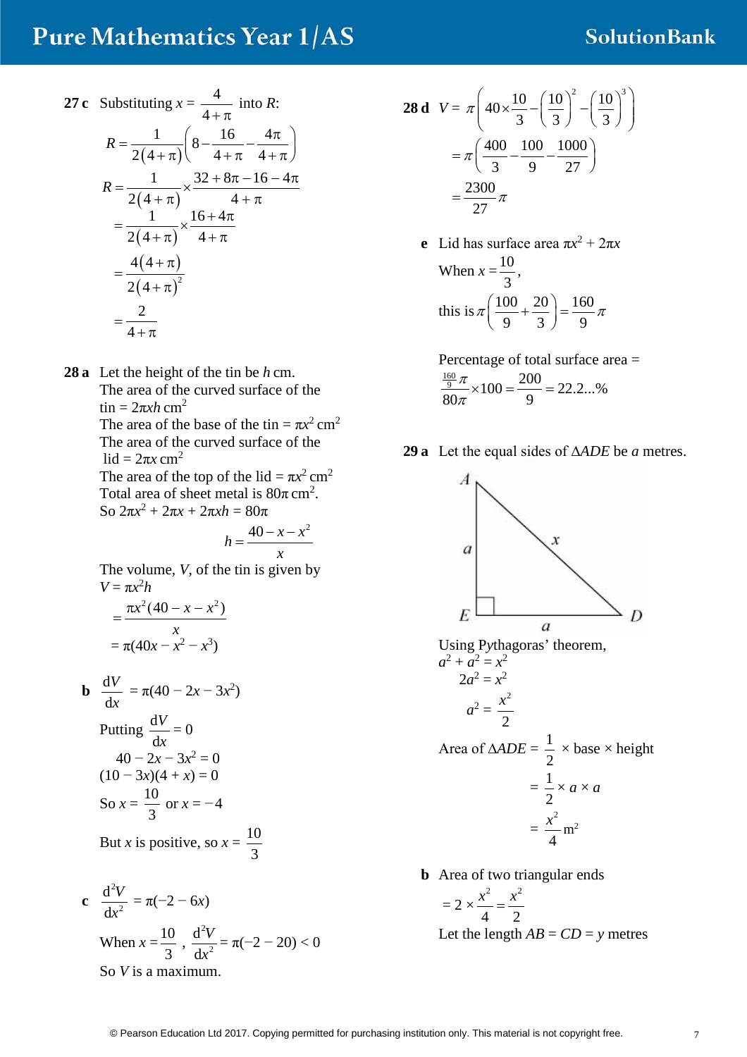**27 c** Substituting $x = \dfrac{4}{4+\pi}$ into $R$:

$$R = \frac{1}{2(4+\pi)}\left(8 - \frac{16}{4+\pi} - \frac{4\pi}{4+\pi}\right)$$

$$R = \frac{1}{2(4+\pi)} \times \frac{32 + 8\pi - 16 - 4\pi}{4+\pi}$$

$$= \frac{1}{2(4+\pi)} \times \frac{16+4\pi}{4+\pi}$$

$$= \frac{4(4+\pi)}{2(4+\pi)^2}$$

$$= \frac{2}{4+\pi}$$

**28 a** Let the height of the tin be $h$ cm.
The area of the curved surface of the tin $= 2\pi xh$ cm$^2$
The area of the base of the tin $= \pi x^2$ cm$^2$
The area of the curved surface of the lid $= 2\pi x$ cm$^2$
The area of the top of the lid $= \pi x^2$ cm$^2$
Total area of sheet metal is $80\pi$ cm$^2$.
So $2\pi x^2 + 2\pi x + 2\pi xh = 80\pi$

$$h = \frac{40 - x - x^2}{x}$$

The volume, $V$, of the tin is given by
$V = \pi x^2 h$

$$= \frac{\pi x^2(40 - x - x^2)}{x}$$

$$= \pi(40x - x^2 - x^3)$$

**b** $\dfrac{dV}{dx} = \pi(40 - 2x - 3x^2)$

Putting $\dfrac{dV}{dx} = 0$

$40 - 2x - 3x^2 = 0$
$(10 - 3x)(4 + x) = 0$

So $x = \dfrac{10}{3}$ or $x = -4$

But $x$ is positive, so $x = \dfrac{10}{3}$

**c** $\dfrac{d^2V}{dx^2} = \pi(-2 - 6x)$

When $x = \dfrac{10}{3}$, $\dfrac{d^2V}{dx^2} = \pi(-2 - 20) < 0$

So $V$ is a maximum.

**28 d** $V = \pi\left(40 \times \dfrac{10}{3} - \left(\dfrac{10}{3}\right)^2 - \left(\dfrac{10}{3}\right)^3\right)$

$$= \pi\left(\frac{400}{3} - \frac{100}{9} - \frac{1000}{27}\right)$$

$$= \frac{2300}{27}\pi$$

**e** Lid has surface area $\pi x^2 + 2\pi x$

When $x = \dfrac{10}{3}$,

this is $\pi\left(\dfrac{100}{9} + \dfrac{20}{3}\right) = \dfrac{160}{9}\pi$

Percentage of total surface area =

$$\frac{\frac{160}{9}\pi}{80\pi} \times 100 = \frac{200}{9} = 22.2...\%$$

**29 a** Let the equal sides of $\Delta ADE$ be $a$ metres.

Using Pythagoras' theorem,
$a^2 + a^2 = x^2$
$2a^2 = x^2$

$$a^2 = \frac{x^2}{2}$$

Area of $\Delta ADE = \dfrac{1}{2} \times$ base $\times$ height

$$= \frac{1}{2} \times a \times a$$

$$= \frac{x^2}{4}\text{ m}^2$$

**b** Area of two triangular ends

$$= 2 \times \frac{x^2}{4} = \frac{x^2}{2}$$

Let the length $AB = CD = y$ metres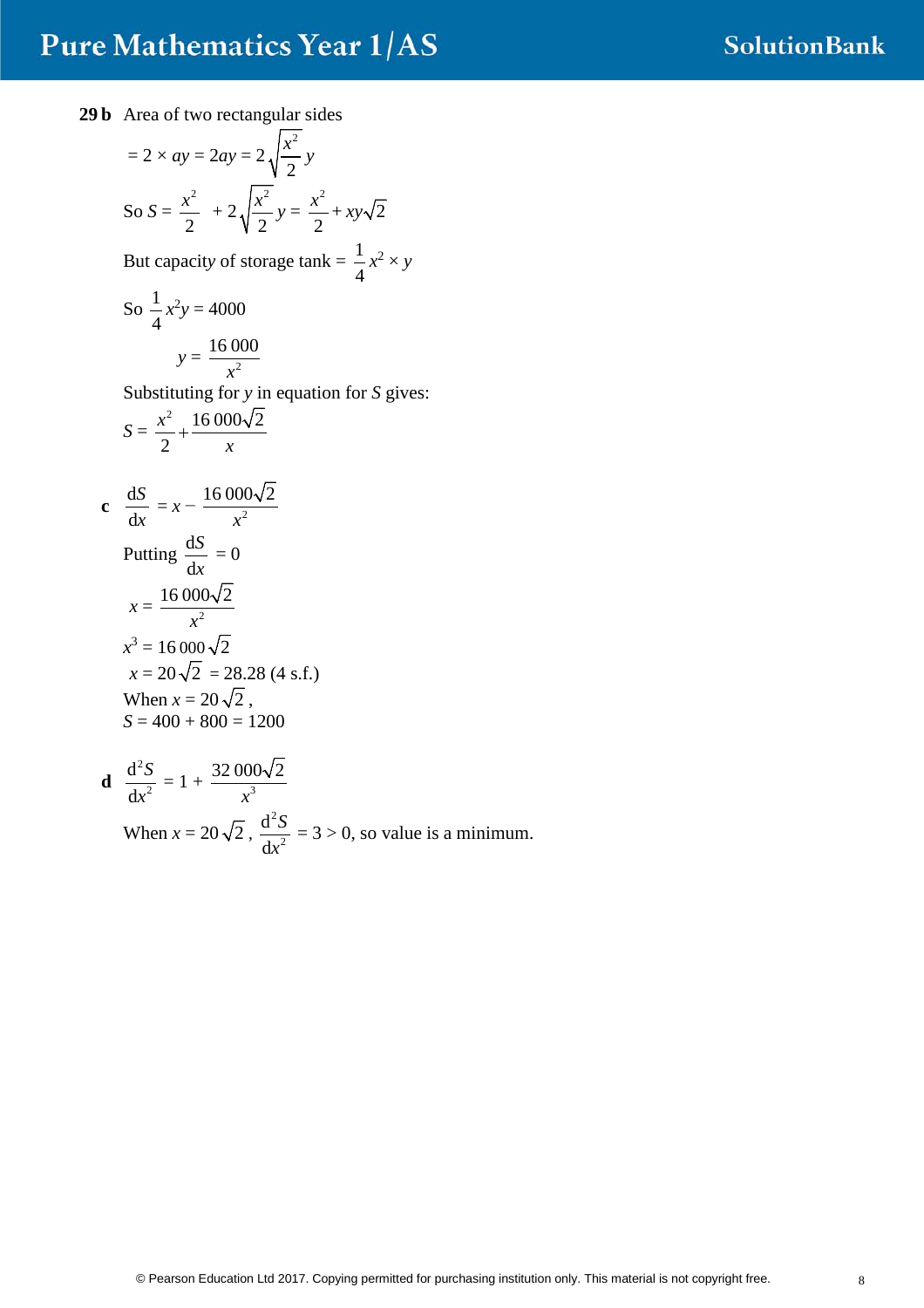**29 b** Area of two rectangular sides

$= 2 \times ay = 2ay = 2\sqrt{\frac{x^2}{2}}\, y$

So $S = \frac{x^2}{2} + 2\sqrt{\frac{x^2}{2}}\, y = \frac{x^2}{2} + xy\sqrt{2}$

But capacity of storage tank $= \frac{1}{4}x^2 \times y$

So $\frac{1}{4}x^2 y = 4000$

$y = \frac{16\,000}{x^2}$

Substituting for $y$ in equation for $S$ gives:

$S = \frac{x^2}{2} + \frac{16\,000\sqrt{2}}{x}$

**c** $\frac{dS}{dx} = x - \frac{16\,000\sqrt{2}}{x^2}$

Putting $\frac{dS}{dx} = 0$

$x = \frac{16\,000\sqrt{2}}{x^2}$

$x^3 = 16\,000\sqrt{2}$

$x = 20\sqrt{2} = 28.28$ (4 s.f.)

When $x = 20\sqrt{2}$,

$S = 400 + 800 = 1200$

**d** $\frac{d^2S}{dx^2} = 1 + \frac{32\,000\sqrt{2}}{x^3}$

When $x = 20\sqrt{2}$, $\frac{d^2S}{dx^2} = 3 > 0$, so value is a minimum.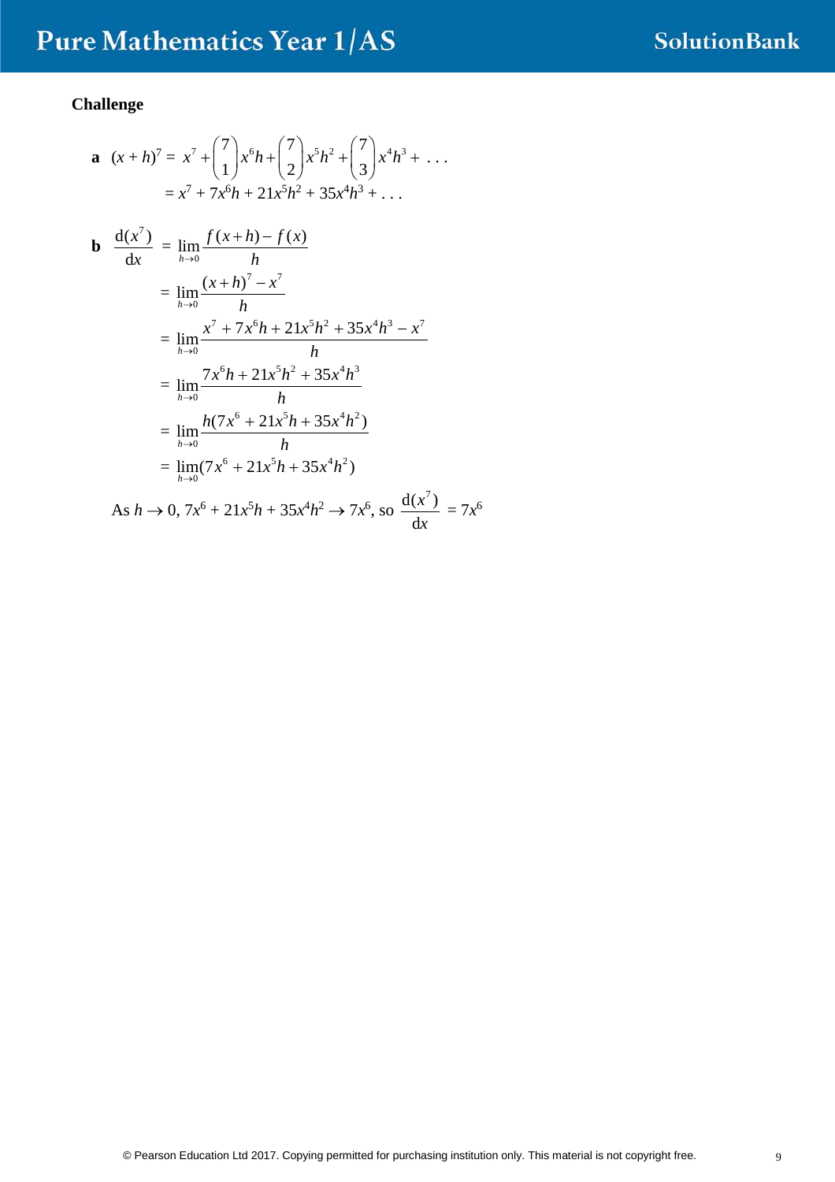**Challenge**

**a** $(x + h)^7 = x^7 + \binom{7}{1}x^6h + \binom{7}{2}x^5h^2 + \binom{7}{3}x^4h^3 + \ldots$

$= x^7 + 7x^6h + 21x^5h^2 + 35x^4h^3 + \ldots$

**b**

$$\begin{aligned}
\frac{\mathrm{d}(x^7)}{\mathrm{d}x} &= \lim_{h \to 0} \frac{f(x+h) - f(x)}{h} \\
&= \lim_{h \to 0} \frac{(x+h)^7 - x^7}{h} \\
&= \lim_{h \to 0} \frac{x^7 + 7x^6h + 21x^5h^2 + 35x^4h^3 - x^7}{h} \\
&= \lim_{h \to 0} \frac{7x^6h + 21x^5h^2 + 35x^4h^3}{h} \\
&= \lim_{h \to 0} \frac{h(7x^6 + 21x^5h + 35x^4h^2)}{h} \\
&= \lim_{h \to 0} (7x^6 + 21x^5h + 35x^4h^2)
\end{aligned}$$

As $h \to 0$, $7x^6 + 21x^5h + 35x^4h^2 \to 7x^6$, so $\frac{\mathrm{d}(x^7)}{\mathrm{d}x} = 7x^6$